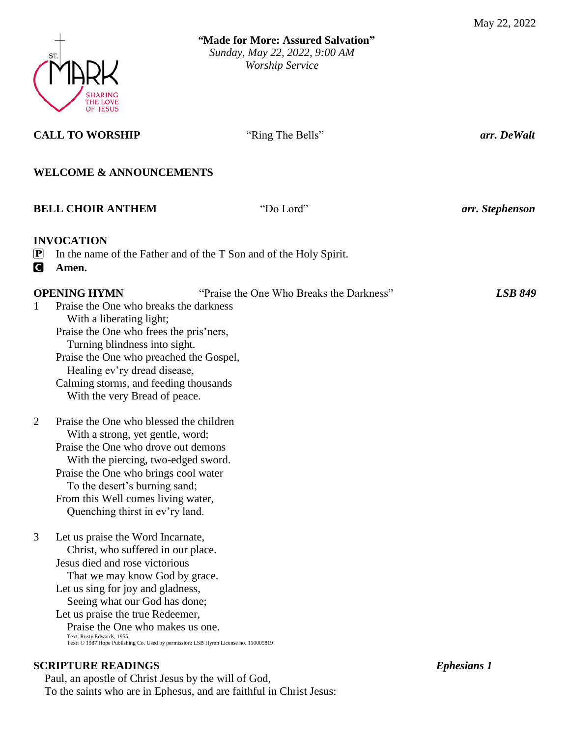**"Made for More: Assured Salvation"**
*Sunday, May 22, 2022, 9:00 AM*
*Worship Service*

**CALL TO WORSHIP** "Ring The Bells" ***arr. DeWalt***

**WELCOME & ANNOUNCEMENTS**

**BELL CHOIR ANTHEM** "Do Lord" ***arr. Stephenson***

**INVOCATION**

P In the name of the Father and of the T Son and of the Holy Spirit.
C **Amen.**

**OPENING HYMN** "Praise the One Who Breaks the Darkness" ***LSB 849***

1 Praise the One who breaks the darkness
With a liberating light;
Praise the One who frees the pris'ners,
Turning blindness into sight.
Praise the One who preached the Gospel,
Healing ev'ry dread disease,
Calming storms, and feeding thousands
With the very Bread of peace.

2 Praise the One who blessed the children
With a strong, yet gentle, word;
Praise the One who drove out demons
With the piercing, two-edged sword.
Praise the One who brings cool water
To the desert's burning sand;
From this Well comes living water,
Quenching thirst in ev'ry land.

3 Let us praise the Word Incarnate,
Christ, who suffered in our place.
Jesus died and rose victorious
That we may know God by grace.
Let us sing for joy and gladness,
Seeing what our God has done;
Let us praise the true Redeemer,
Praise the One who makes us one.

Text: Rusty Edwards, 1955
Text: © 1987 Hope Publishing Co. Used by permission: LSB Hymn License no. 110005819

**SCRIPTURE READINGS** ***Ephesians 1***

Paul, an apostle of Christ Jesus by the will of God,
To the saints who are in Ephesus, and are faithful in Christ Jesus: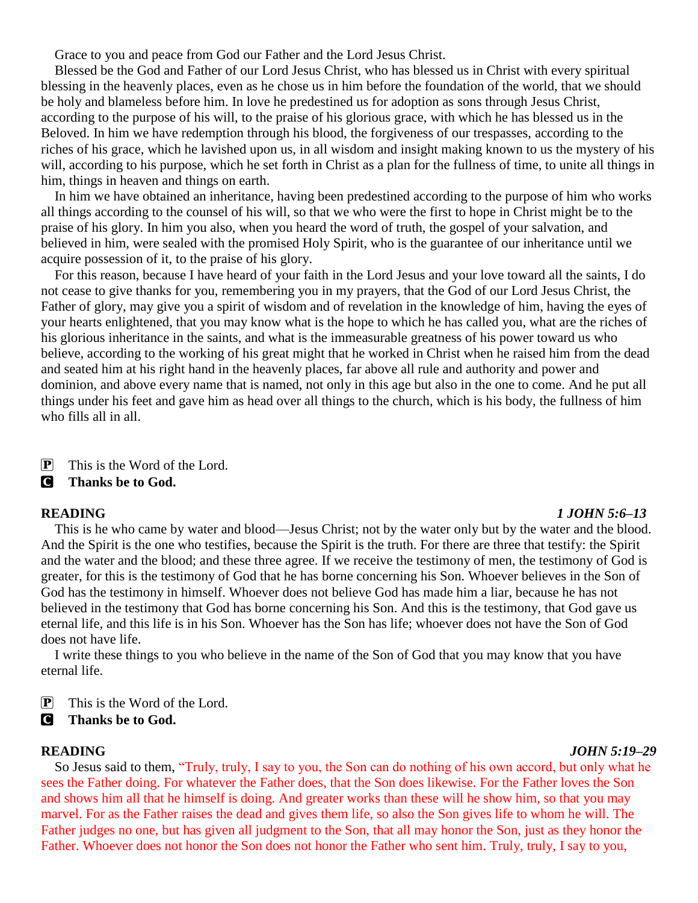Grace to you and peace from God our Father and the Lord Jesus Christ.

Blessed be the God and Father of our Lord Jesus Christ, who has blessed us in Christ with every spiritual blessing in the heavenly places, even as he chose us in him before the foundation of the world, that we should be holy and blameless before him. In love he predestined us for adoption as sons through Jesus Christ, according to the purpose of his will, to the praise of his glorious grace, with which he has blessed us in the Beloved. In him we have redemption through his blood, the forgiveness of our trespasses, according to the riches of his grace, which he lavished upon us, in all wisdom and insight making known to us the mystery of his will, according to his purpose, which he set forth in Christ as a plan for the fullness of time, to unite all things in him, things in heaven and things on earth.

In him we have obtained an inheritance, having been predestined according to the purpose of him who works all things according to the counsel of his will, so that we who were the first to hope in Christ might be to the praise of his glory. In him you also, when you heard the word of truth, the gospel of your salvation, and believed in him, were sealed with the promised Holy Spirit, who is the guarantee of our inheritance until we acquire possession of it, to the praise of his glory.

For this reason, because I have heard of your faith in the Lord Jesus and your love toward all the saints, I do not cease to give thanks for you, remembering you in my prayers, that the God of our Lord Jesus Christ, the Father of glory, may give you a spirit of wisdom and of revelation in the knowledge of him, having the eyes of your hearts enlightened, that you may know what is the hope to which he has called you, what are the riches of his glorious inheritance in the saints, and what is the immeasurable greatness of his power toward us who believe, according to the working of his great might that he worked in Christ when he raised him from the dead and seated him at his right hand in the heavenly places, far above all rule and authority and power and dominion, and above every name that is named, not only in this age but also in the one to come. And he put all things under his feet and gave him as head over all things to the church, which is his body, the fullness of him who fills all in all.

P This is the Word of the Lord.
C **Thanks be to God.**

**READING** ***1 JOHN 5:6–13***

This is he who came by water and blood—Jesus Christ; not by the water only but by the water and the blood. And the Spirit is the one who testifies, because the Spirit is the truth. For there are three that testify: the Spirit and the water and the blood; and these three agree. If we receive the testimony of men, the testimony of God is greater, for this is the testimony of God that he has borne concerning his Son. Whoever believes in the Son of God has the testimony in himself. Whoever does not believe God has made him a liar, because he has not believed in the testimony that God has borne concerning his Son. And this is the testimony, that God gave us eternal life, and this life is in his Son. Whoever has the Son has life; whoever does not have the Son of God does not have life.

I write these things to you who believe in the name of the Son of God that you may know that you have eternal life.

P This is the Word of the Lord.
C **Thanks be to God.**

**READING** ***JOHN 5:19–29***

So Jesus said to them, "Truly, truly, I say to you, the Son can do nothing of his own accord, but only what he sees the Father doing. For whatever the Father does, that the Son does likewise. For the Father loves the Son and shows him all that he himself is doing. And greater works than these will he show him, so that you may marvel. For as the Father raises the dead and gives them life, so also the Son gives life to whom he will. The Father judges no one, but has given all judgment to the Son, that all may honor the Son, just as they honor the Father. Whoever does not honor the Son does not honor the Father who sent him. Truly, truly, I say to you,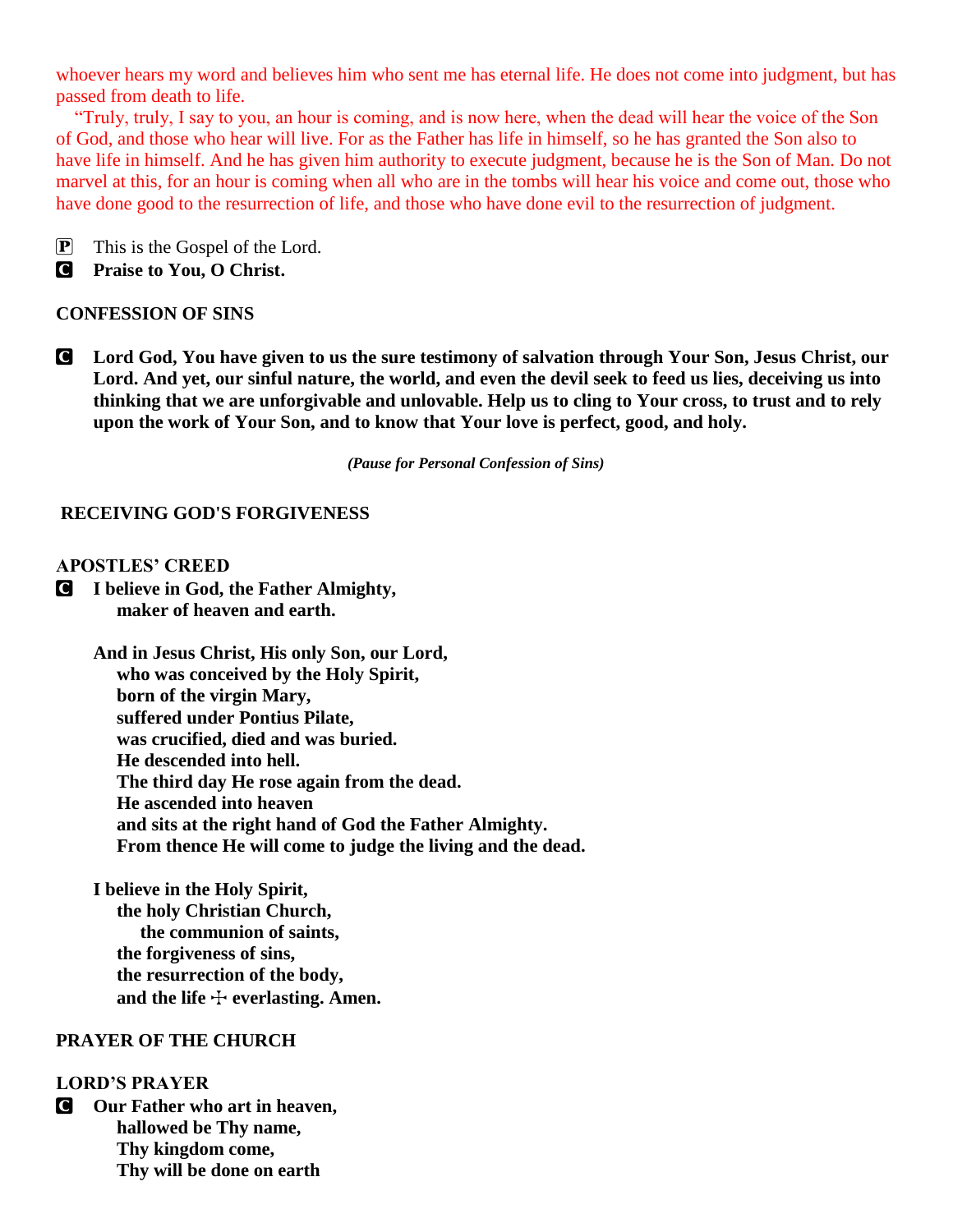whoever hears my word and believes him who sent me has eternal life. He does not come into judgment, but has passed from death to life.

"Truly, truly, I say to you, an hour is coming, and is now here, when the dead will hear the voice of the Son of God, and those who hear will live. For as the Father has life in himself, so he has granted the Son also to have life in himself. And he has given him authority to execute judgment, because he is the Son of Man. Do not marvel at this, for an hour is coming when all who are in the tombs will hear his voice and come out, those who have done good to the resurrection of life, and those who have done evil to the resurrection of judgment.

P This is the Gospel of the Lord.
C **Praise to You, O Christ.**

**CONFESSION OF SINS**

C **Lord God, You have given to us the sure testimony of salvation through Your Son, Jesus Christ, our Lord. And yet, our sinful nature, the world, and even the devil seek to feed us lies, deceiving us into thinking that we are unforgivable and unlovable. Help us to cling to Your cross, to trust and to rely upon the work of Your Son, and to know that Your love is perfect, good, and holy.**

***(Pause for Personal Confession of Sins)***

**RECEIVING GOD'S FORGIVENESS**

**APOSTLES' CREED**

C **I believe in God, the Father Almighty,**
**maker of heaven and earth.**

**And in Jesus Christ, His only Son, our Lord,**
**who was conceived by the Holy Spirit,**
**born of the virgin Mary,**
**suffered under Pontius Pilate,**
**was crucified, died and was buried.**
**He descended into hell.**
**The third day He rose again from the dead.**
**He ascended into heaven**
**and sits at the right hand of God the Father Almighty.**
**From thence He will come to judge the living and the dead.**

**I believe in the Holy Spirit,**
**the holy Christian Church,**
**the communion of saints,**
**the forgiveness of sins,**
**the resurrection of the body,**
**and the life ☩ everlasting. Amen.**

**PRAYER OF THE CHURCH**

**LORD'S PRAYER**

C **Our Father who art in heaven,**
**hallowed be Thy name,**
**Thy kingdom come,**
**Thy will be done on earth**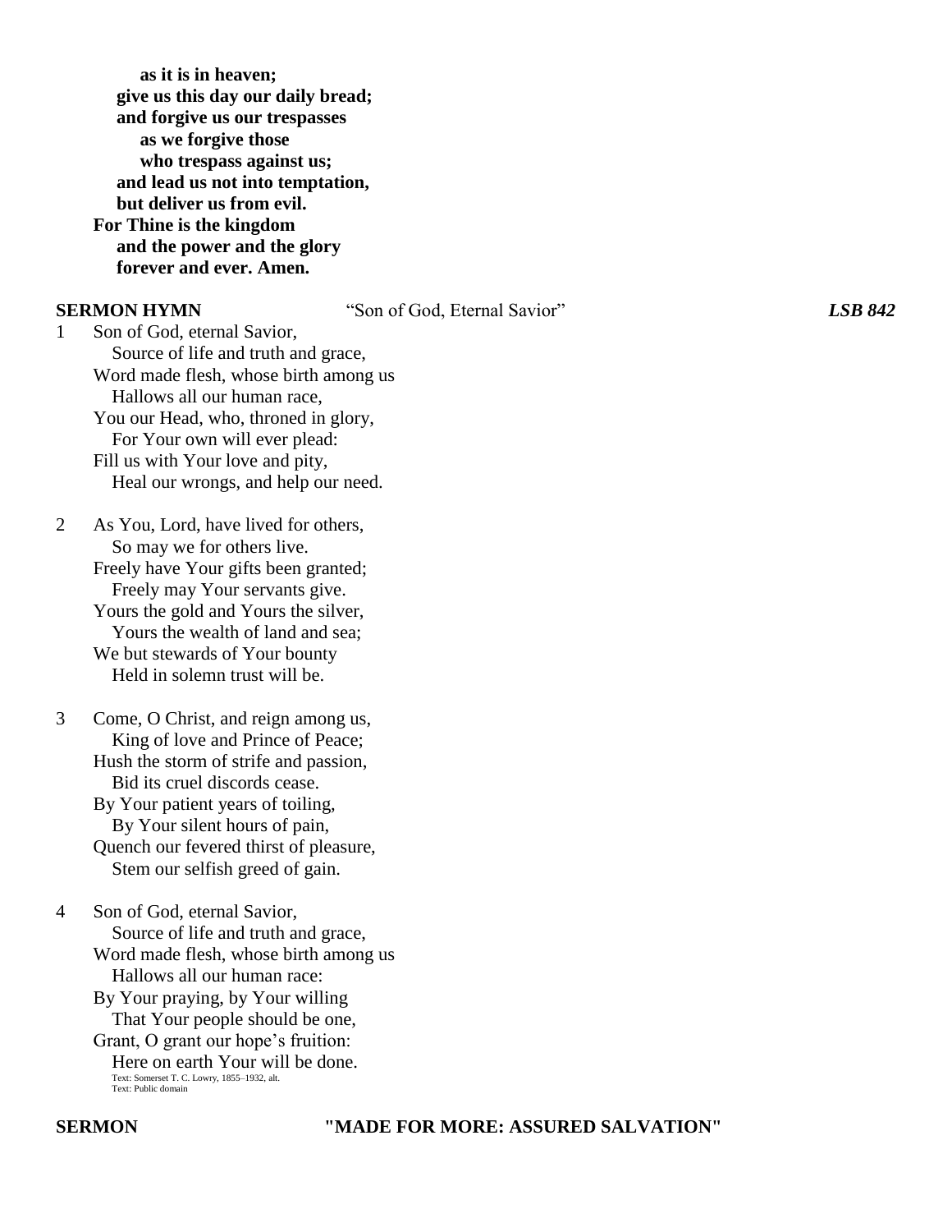**as it is in heaven;**
**give us this day our daily bread;**
**and forgive us our trespasses**
**as we forgive those**
**who trespass against us;**
**and lead us not into temptation,**
**but deliver us from evil.**
**For Thine is the kingdom**
**and the power and the glory**
**forever and ever. Amen.**

**SERMON HYMN** "Son of God, Eternal Savior" ***LSB 842***

1 Son of God, eternal Savior,
Source of life and truth and grace,
Word made flesh, whose birth among us
Hallows all our human race,
You our Head, who, throned in glory,
For Your own will ever plead:
Fill us with Your love and pity,
Heal our wrongs, and help our need.

2 As You, Lord, have lived for others,
So may we for others live.
Freely have Your gifts been granted;
Freely may Your servants give.
Yours the gold and Yours the silver,
Yours the wealth of land and sea;
We but stewards of Your bounty
Held in solemn trust will be.

3 Come, O Christ, and reign among us,
King of love and Prince of Peace;
Hush the storm of strife and passion,
Bid its cruel discords cease.
By Your patient years of toiling,
By Your silent hours of pain,
Quench our fevered thirst of pleasure,
Stem our selfish greed of gain.

4 Son of God, eternal Savior,
Source of life and truth and grace,
Word made flesh, whose birth among us
Hallows all our human race:
By Your praying, by Your willing
That Your people should be one,
Grant, O grant our hope's fruition:
Here on earth Your will be done.

Text: Somerset T. C. Lowry, 1855–1932, alt.
Text: Public domain

**SERMON** **"MADE FOR MORE: ASSURED SALVATION"**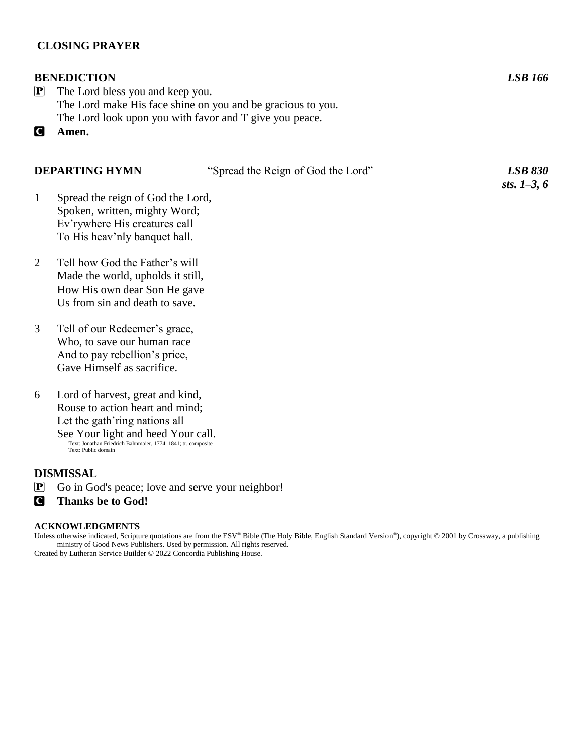**CLOSING PRAYER**

**BENEDICTION** *LSB 166*

P The Lord bless you and keep you.
The Lord make His face shine on you and be gracious to you.
The Lord look upon you with favor and T give you peace.

C **Amen.**

**DEPARTING HYMN** "Spread the Reign of God the Lord" *LSB 830 sts. 1–3, 6*

1 Spread the reign of God the Lord,
Spoken, written, mighty Word;
Ev'rywhere His creatures call
To His heav'nly banquet hall.

2 Tell how God the Father's will
Made the world, upholds it still,
How His own dear Son He gave
Us from sin and death to save.

3 Tell of our Redeemer's grace,
Who, to save our human race
And to pay rebellion's price,
Gave Himself as sacrifice.

6 Lord of harvest, great and kind,
Rouse to action heart and mind;
Let the gath'ring nations all
See Your light and heed Your call.

Text: Jonathan Friedrich Bahnmaier, 1774–1841; tr. composite
Text: Public domain

**DISMISSAL**

P Go in God's peace; love and serve your neighbor!

C **Thanks be to God!**

**ACKNOWLEDGMENTS**

Unless otherwise indicated, Scripture quotations are from the ESV® Bible (The Holy Bible, English Standard Version®), copyright © 2001 by Crossway, a publishing ministry of Good News Publishers. Used by permission. All rights reserved.

Created by Lutheran Service Builder © 2022 Concordia Publishing House.